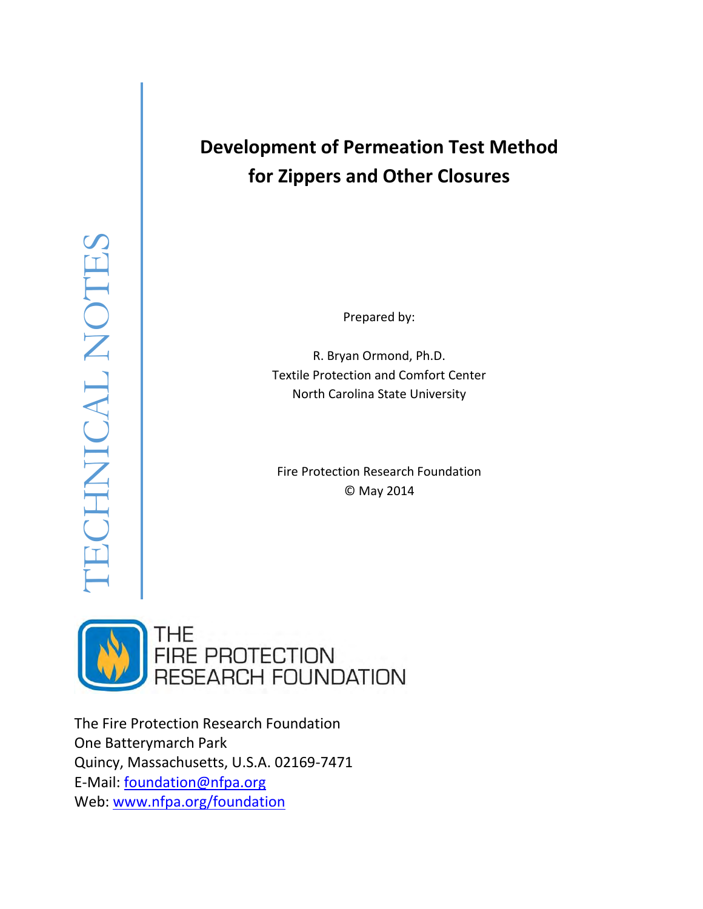TECHNICAL NOTES

# Development of Permeation Test Method for Zippers and Other Closures

Prepared by:

R. Bryan Ormond, Ph.D.
Textile Protection and Comfort Center
North Carolina State University

Fire Protection Research Foundation
© May 2014

THE
FIRE PROTECTION
RESEARCH FOUNDATION

The Fire Protection Research Foundation
One Batterymarch Park
Quincy, Massachusetts, U.S.A. 02169-7471
E-Mail: foundation@nfpa.org
Web: www.nfpa.org/foundation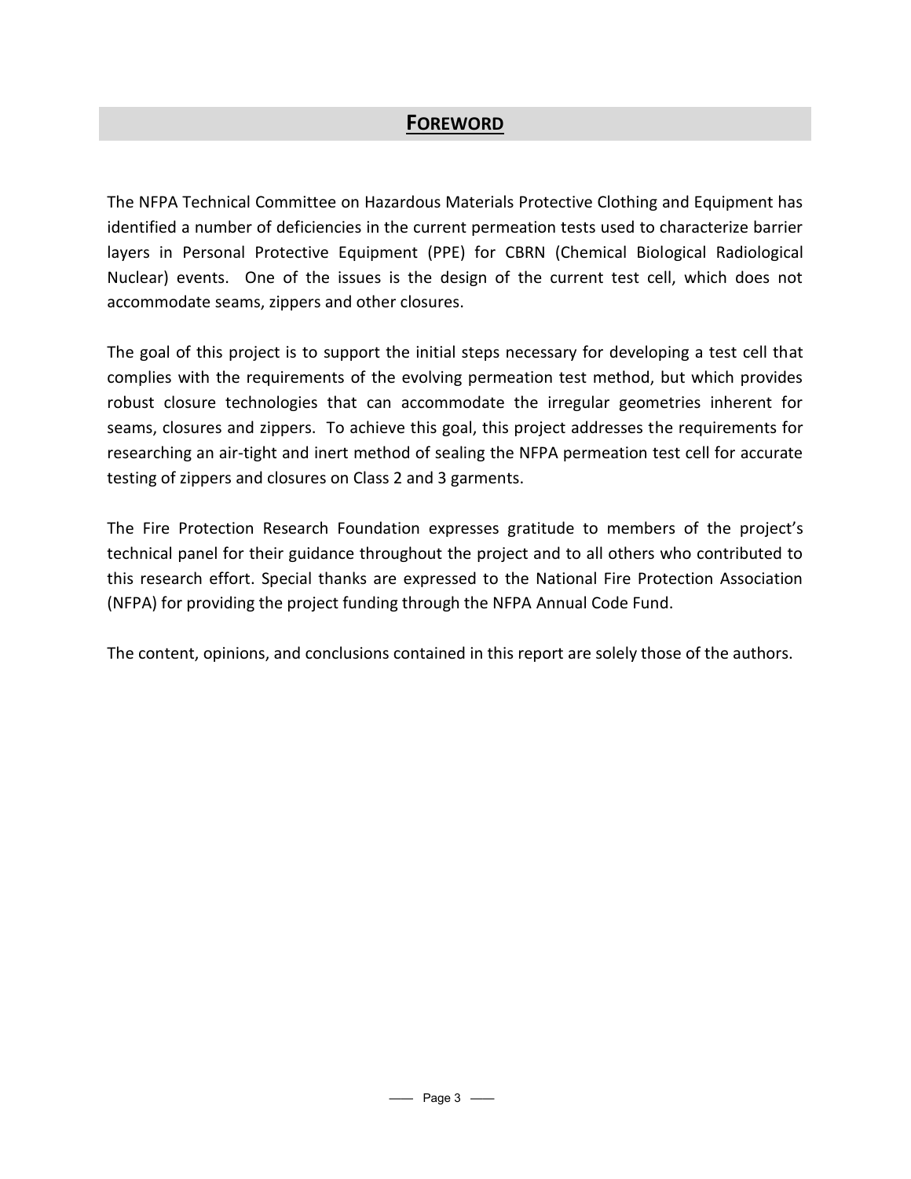# FOREWORD

The NFPA Technical Committee on Hazardous Materials Protective Clothing and Equipment has identified a number of deficiencies in the current permeation tests used to characterize barrier layers in Personal Protective Equipment (PPE) for CBRN (Chemical Biological Radiological Nuclear) events. One of the issues is the design of the current test cell, which does not accommodate seams, zippers and other closures.

The goal of this project is to support the initial steps necessary for developing a test cell that complies with the requirements of the evolving permeation test method, but which provides robust closure technologies that can accommodate the irregular geometries inherent for seams, closures and zippers. To achieve this goal, this project addresses the requirements for researching an air-tight and inert method of sealing the NFPA permeation test cell for accurate testing of zippers and closures on Class 2 and 3 garments.

The Fire Protection Research Foundation expresses gratitude to members of the project's technical panel for their guidance throughout the project and to all others who contributed to this research effort. Special thanks are expressed to the National Fire Protection Association (NFPA) for providing the project funding through the NFPA Annual Code Fund.

The content, opinions, and conclusions contained in this report are solely those of the authors.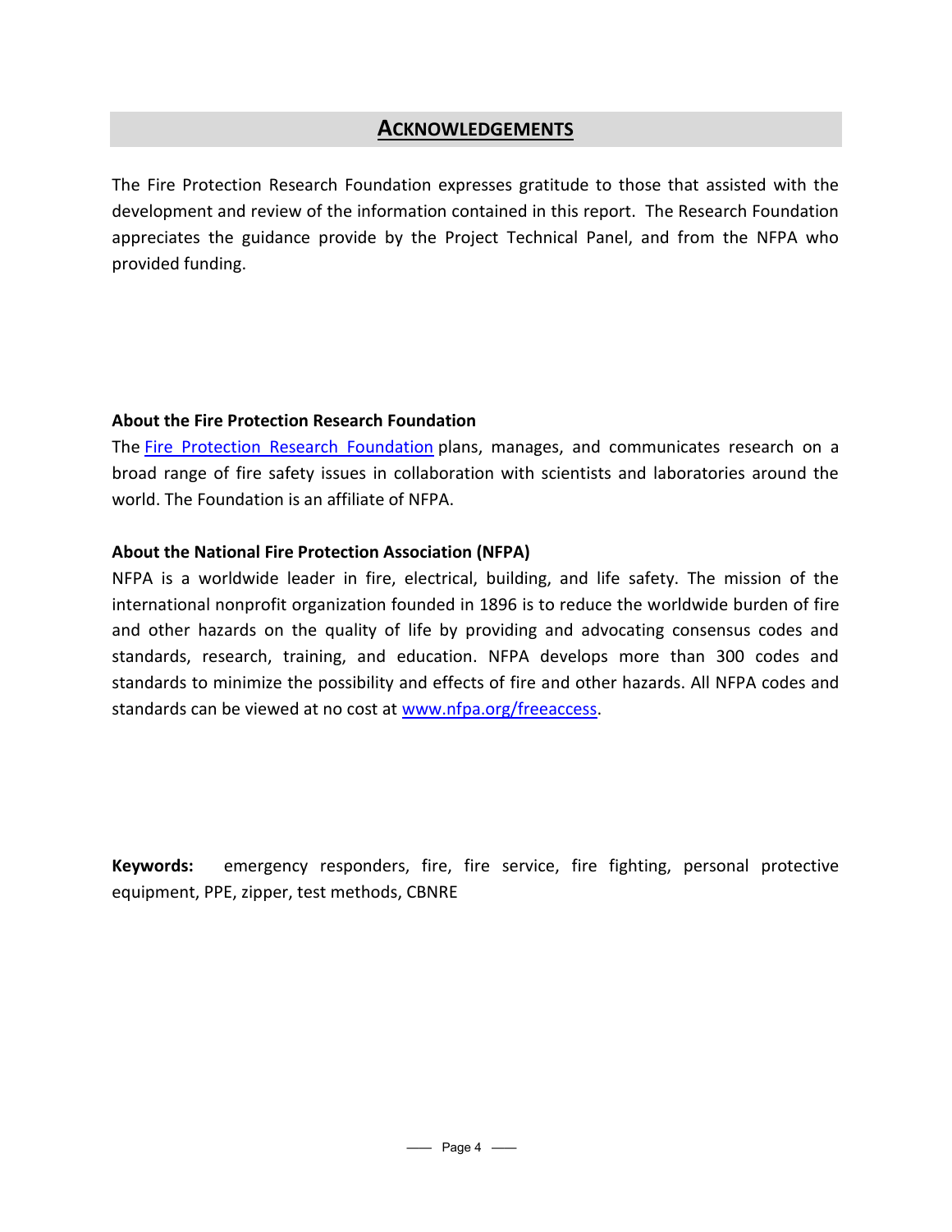## ACKNOWLEDGEMENTS

The Fire Protection Research Foundation expresses gratitude to those that assisted with the development and review of the information contained in this report. The Research Foundation appreciates the guidance provide by the Project Technical Panel, and from the NFPA who provided funding.

**About the Fire Protection Research Foundation**

The Fire Protection Research Foundation plans, manages, and communicates research on a broad range of fire safety issues in collaboration with scientists and laboratories around the world. The Foundation is an affiliate of NFPA.

**About the National Fire Protection Association (NFPA)**

NFPA is a worldwide leader in fire, electrical, building, and life safety. The mission of the international nonprofit organization founded in 1896 is to reduce the worldwide burden of fire and other hazards on the quality of life by providing and advocating consensus codes and standards, research, training, and education. NFPA develops more than 300 codes and standards to minimize the possibility and effects of fire and other hazards. All NFPA codes and standards can be viewed at no cost at www.nfpa.org/freeaccess.

**Keywords:** emergency responders, fire, fire service, fire fighting, personal protective equipment, PPE, zipper, test methods, CBNRE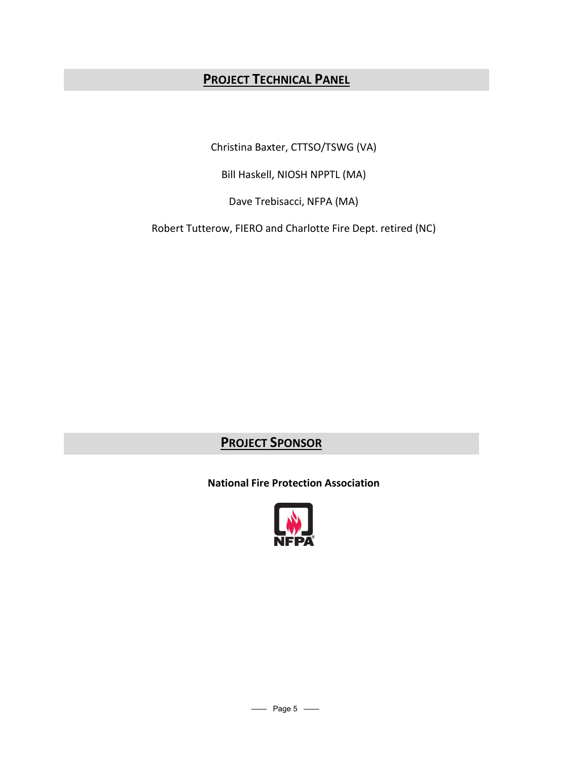## Project Technical Panel

Christina Baxter, CTTSO/TSWG (VA)

Bill Haskell, NIOSH NPPTL (MA)

Dave Trebisacci, NFPA (MA)

Robert Tutterow, FIERO and Charlotte Fire Dept. retired (NC)

## Project Sponsor

**National Fire Protection Association**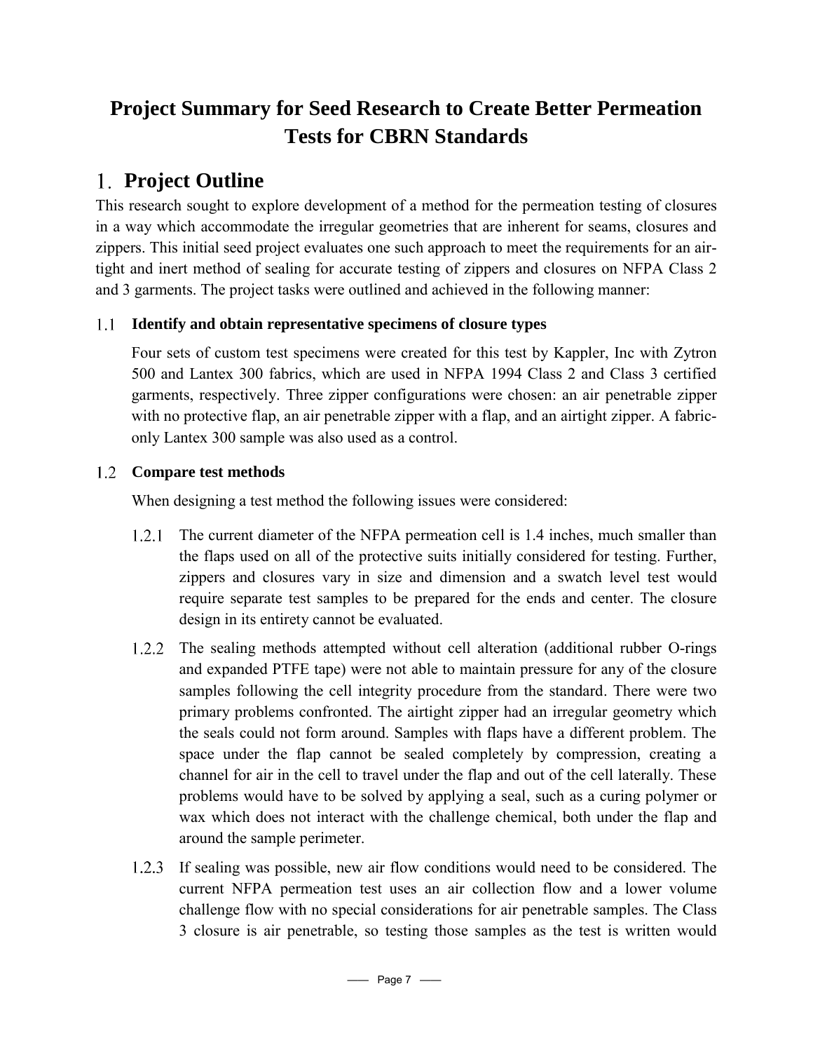# Project Summary for Seed Research to Create Better Permeation Tests for CBRN Standards

## 1. Project Outline

This research sought to explore development of a method for the permeation testing of closures in a way which accommodate the irregular geometries that are inherent for seams, closures and zippers. This initial seed project evaluates one such approach to meet the requirements for an air-tight and inert method of sealing for accurate testing of zippers and closures on NFPA Class 2 and 3 garments. The project tasks were outlined and achieved in the following manner:

### 1.1 Identify and obtain representative specimens of closure types

Four sets of custom test specimens were created for this test by Kappler, Inc with Zytron 500 and Lantex 300 fabrics, which are used in NFPA 1994 Class 2 and Class 3 certified garments, respectively. Three zipper configurations were chosen: an air penetrable zipper with no protective flap, an air penetrable zipper with a flap, and an airtight zipper. A fabric-only Lantex 300 sample was also used as a control.

### 1.2 Compare test methods

When designing a test method the following issues were considered:

1.2.1 The current diameter of the NFPA permeation cell is 1.4 inches, much smaller than the flaps used on all of the protective suits initially considered for testing. Further, zippers and closures vary in size and dimension and a swatch level test would require separate test samples to be prepared for the ends and center. The closure design in its entirety cannot be evaluated.

1.2.2 The sealing methods attempted without cell alteration (additional rubber O-rings and expanded PTFE tape) were not able to maintain pressure for any of the closure samples following the cell integrity procedure from the standard. There were two primary problems confronted. The airtight zipper had an irregular geometry which the seals could not form around. Samples with flaps have a different problem. The space under the flap cannot be sealed completely by compression, creating a channel for air in the cell to travel under the flap and out of the cell laterally. These problems would have to be solved by applying a seal, such as a curing polymer or wax which does not interact with the challenge chemical, both under the flap and around the sample perimeter.

1.2.3 If sealing was possible, new air flow conditions would need to be considered. The current NFPA permeation test uses an air collection flow and a lower volume challenge flow with no special considerations for air penetrable samples. The Class 3 closure is air penetrable, so testing those samples as the test is written would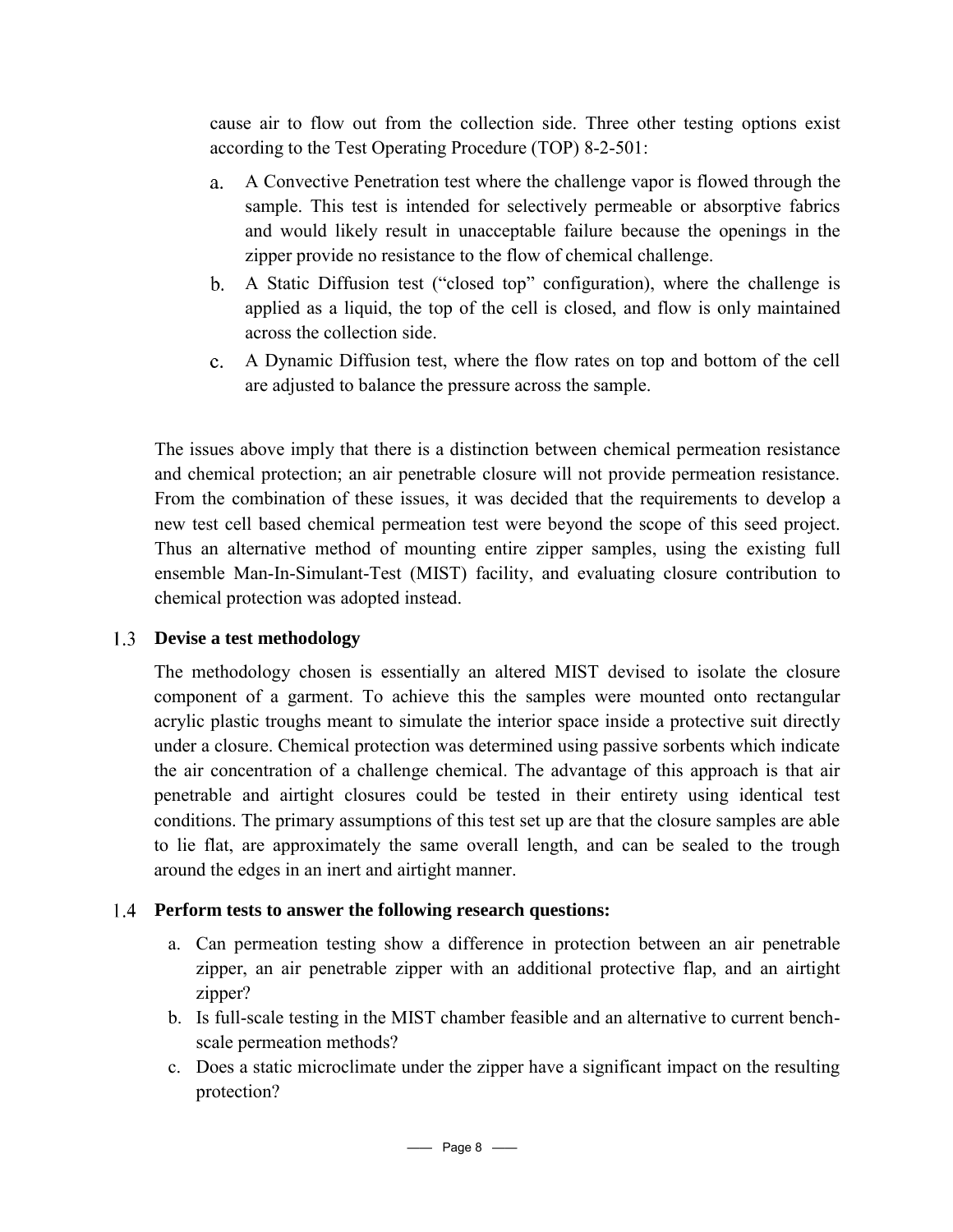cause air to flow out from the collection side. Three other testing options exist according to the Test Operating Procedure (TOP) 8-2-501:

a. A Convective Penetration test where the challenge vapor is flowed through the sample. This test is intended for selectively permeable or absorptive fabrics and would likely result in unacceptable failure because the openings in the zipper provide no resistance to the flow of chemical challenge.
b. A Static Diffusion test ("closed top" configuration), where the challenge is applied as a liquid, the top of the cell is closed, and flow is only maintained across the collection side.
c. A Dynamic Diffusion test, where the flow rates on top and bottom of the cell are adjusted to balance the pressure across the sample.

The issues above imply that there is a distinction between chemical permeation resistance and chemical protection; an air penetrable closure will not provide permeation resistance. From the combination of these issues, it was decided that the requirements to develop a new test cell based chemical permeation test were beyond the scope of this seed project. Thus an alternative method of mounting entire zipper samples, using the existing full ensemble Man-In-Simulant-Test (MIST) facility, and evaluating closure contribution to chemical protection was adopted instead.

### 1.3 Devise a test methodology

The methodology chosen is essentially an altered MIST devised to isolate the closure component of a garment. To achieve this the samples were mounted onto rectangular acrylic plastic troughs meant to simulate the interior space inside a protective suit directly under a closure. Chemical protection was determined using passive sorbents which indicate the air concentration of a challenge chemical. The advantage of this approach is that air penetrable and airtight closures could be tested in their entirety using identical test conditions. The primary assumptions of this test set up are that the closure samples are able to lie flat, are approximately the same overall length, and can be sealed to the trough around the edges in an inert and airtight manner.

### 1.4 Perform tests to answer the following research questions:

a. Can permeation testing show a difference in protection between an air penetrable zipper, an air penetrable zipper with an additional protective flap, and an airtight zipper?
b. Is full-scale testing in the MIST chamber feasible and an alternative to current bench-scale permeation methods?
c. Does a static microclimate under the zipper have a significant impact on the resulting protection?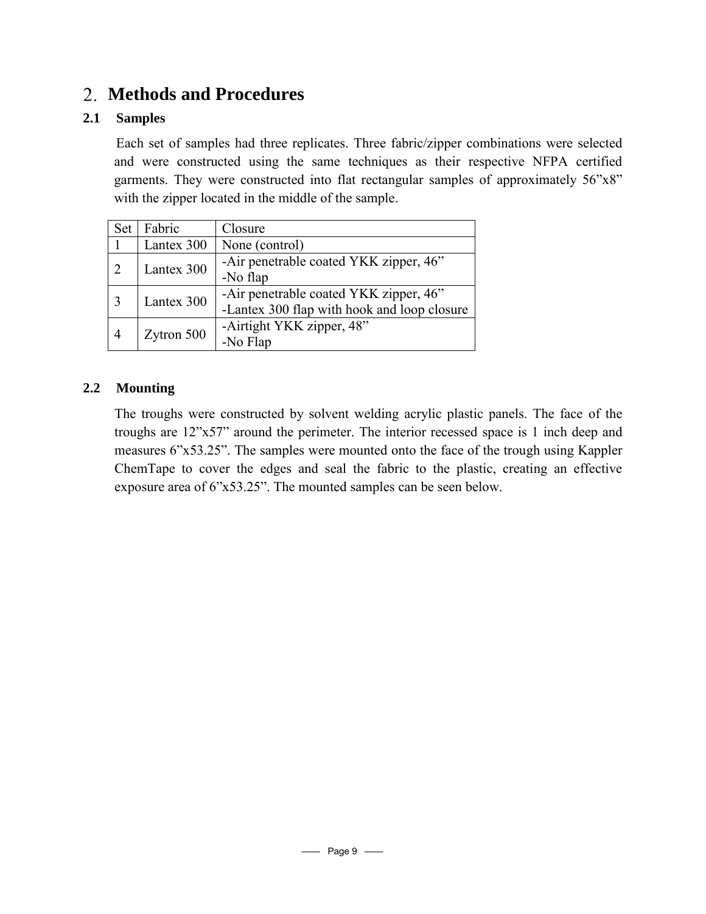## 2. Methods and Procedures

### 2.1 Samples

Each set of samples had three replicates. Three fabric/zipper combinations were selected and were constructed using the same techniques as their respective NFPA certified garments. They were constructed into flat rectangular samples of approximately 56”x8” with the zipper located in the middle of the sample.

| Set | Fabric | Closure |
|---|---|---|
| 1 | Lantex 300 | None (control) |
| 2 | Lantex 300 | -Air penetrable coated YKK zipper, 46”<br>-No flap |
| 3 | Lantex 300 | -Air penetrable coated YKK zipper, 46”<br>-Lantex 300 flap with hook and loop closure |
| 4 | Zytron 500 | -Airtight YKK zipper, 48”<br>-No Flap |

### 2.2 Mounting

The troughs were constructed by solvent welding acrylic plastic panels. The face of the troughs are 12”x57” around the perimeter. The interior recessed space is 1 inch deep and measures 6”x53.25”. The samples were mounted onto the face of the trough using Kappler ChemTape to cover the edges and seal the fabric to the plastic, creating an effective exposure area of 6”x53.25”. The mounted samples can be seen below.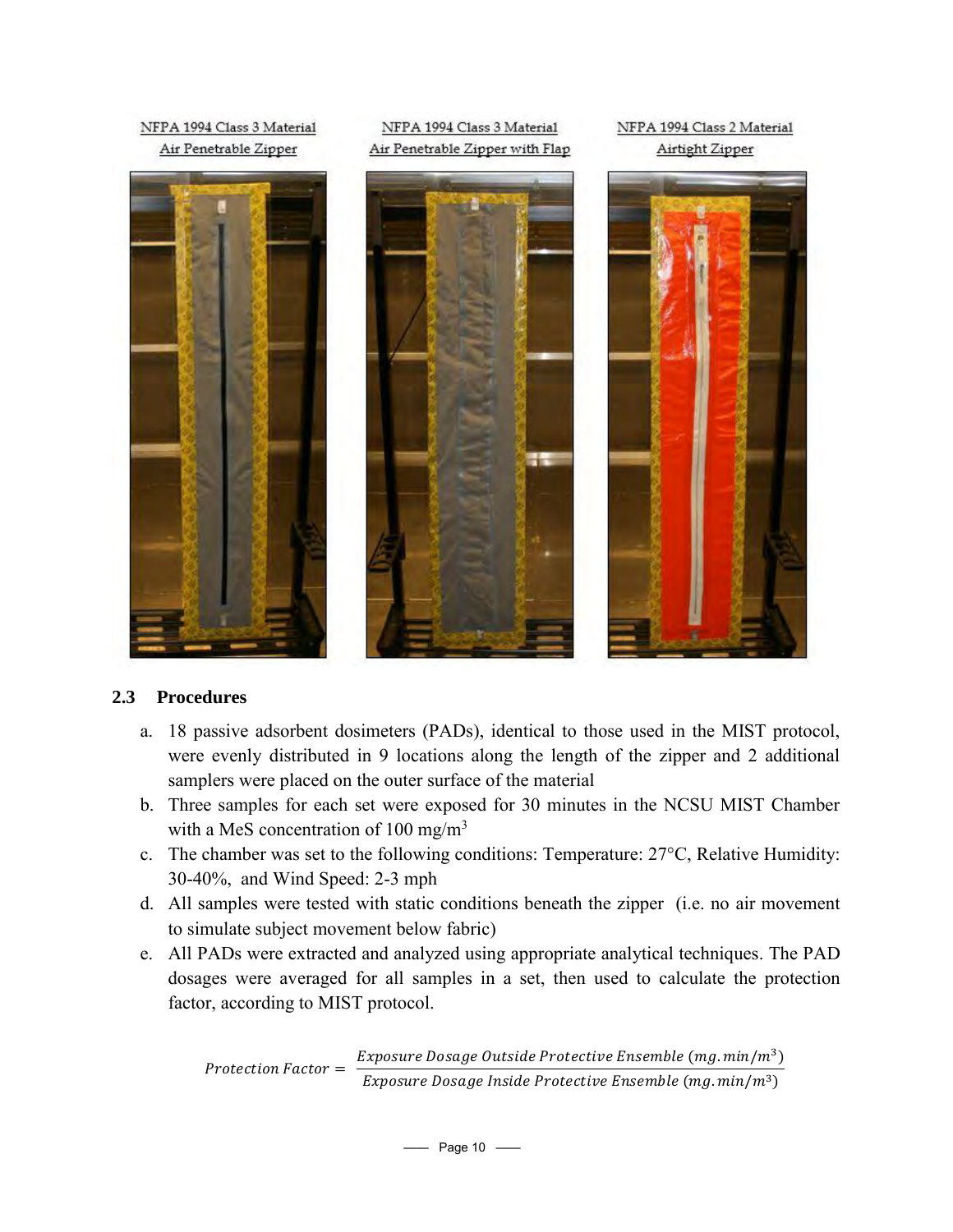NFPA 1994 Class 3 Material
Air Penetrable Zipper

NFPA 1994 Class 3 Material
Air Penetrable Zipper with Flap

NFPA 1994 Class 2 Material
Airtight Zipper

### 2.3 Procedures

a. 18 passive adsorbent dosimeters (PADs), identical to those used in the MIST protocol, were evenly distributed in 9 locations along the length of the zipper and 2 additional samplers were placed on the outer surface of the material

b. Three samples for each set were exposed for 30 minutes in the NCSU MIST Chamber with a MeS concentration of 100 mg/m$^3$

c. The chamber was set to the following conditions: Temperature: 27°C, Relative Humidity: 30-40%, and Wind Speed: 2-3 mph

d. All samples were tested with static conditions beneath the zipper (i.e. no air movement to simulate subject movement below fabric)

e. All PADs were extracted and analyzed using appropriate analytical techniques. The PAD dosages were averaged for all samples in a set, then used to calculate the protection factor, according to MIST protocol.

$$Protection\ Factor = \frac{Exposure\ Dosage\ Outside\ Protective\ Ensemble\ (mg.min/m^3)}{Exposure\ Dosage\ Inside\ Protective\ Ensemble\ (mg.min/m^3)}$$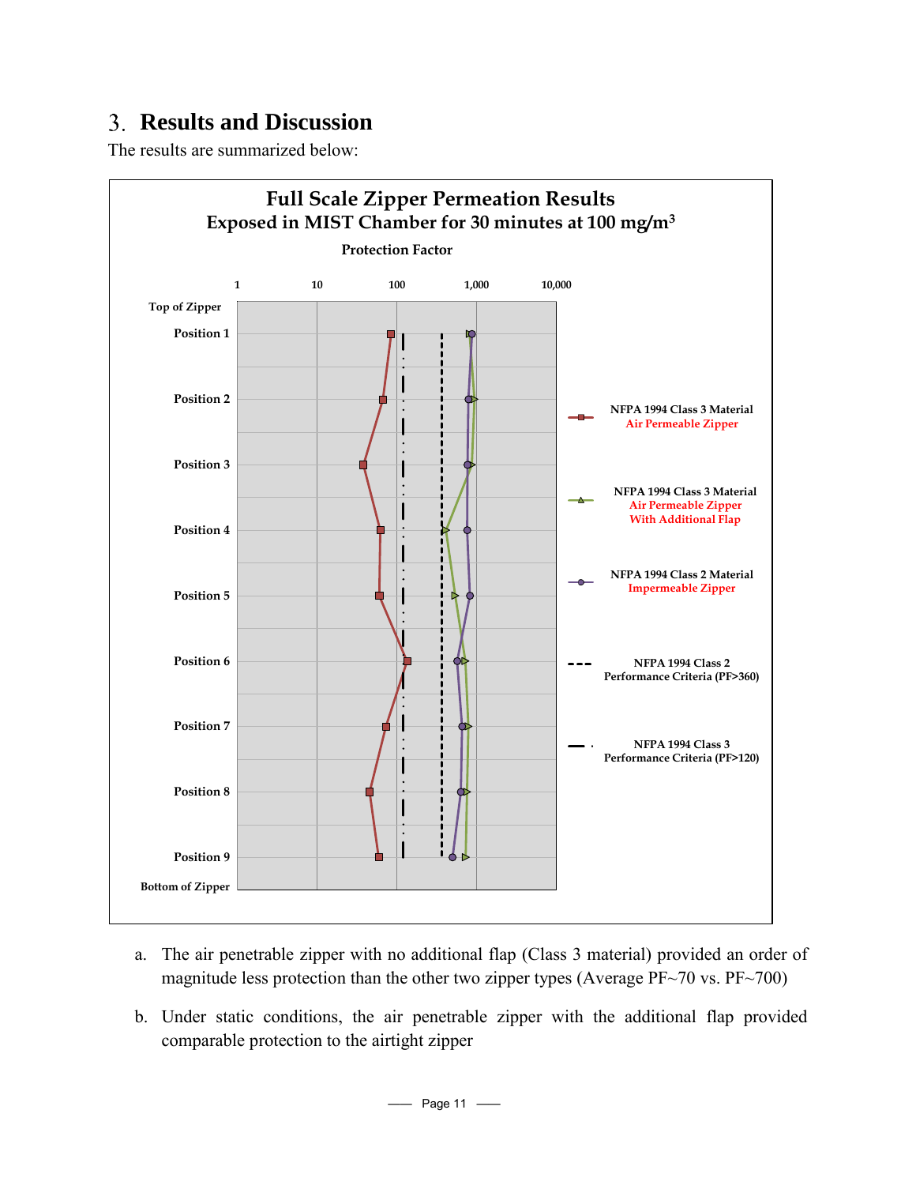## 3. Results and Discussion

The results are summarized below:

**Full Scale Zipper Permeation Results**
**Exposed in MIST Chamber for 30 minutes at 100 mg/m³**

Protection Factor

1 | 10 | 100 | 1,000 | 10,000

Top of Zipper

Position 1

Position 2

Position 3

Position 4

Position 5

Position 6

Position 7

Position 8

Position 9

Bottom of Zipper

- NFPA 1994 Class 3 Material Air Permeable Zipper
- NFPA 1994 Class 3 Material Air Permeable Zipper With Additional Flap
- NFPA 1994 Class 2 Material Impermeable Zipper
- NFPA 1994 Class 2 Performance Criteria (PF>360)
- NFPA 1994 Class 3 Performance Criteria (PF>120)

a. The air penetrable zipper with no additional flap (Class 3 material) provided an order of magnitude less protection than the other two zipper types (Average PF~70 vs. PF~700)

b. Under static conditions, the air penetrable zipper with the additional flap provided comparable protection to the airtight zipper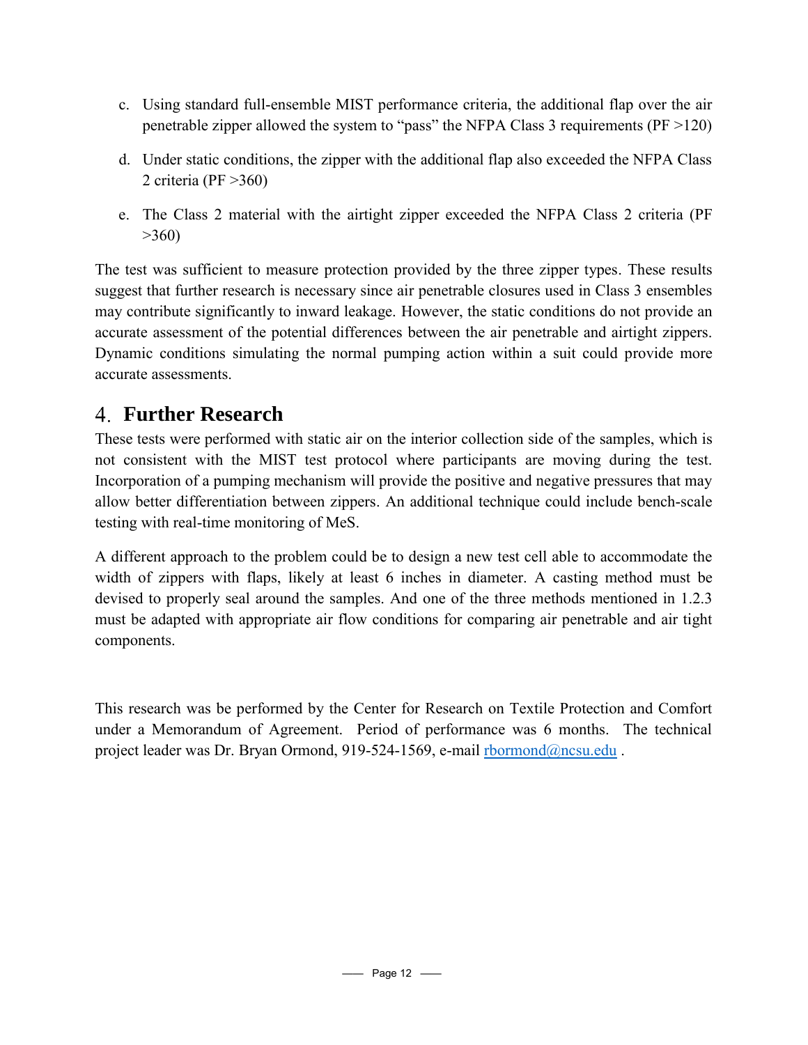c. Using standard full-ensemble MIST performance criteria, the additional flap over the air penetrable zipper allowed the system to "pass" the NFPA Class 3 requirements (PF >120)

d. Under static conditions, the zipper with the additional flap also exceeded the NFPA Class 2 criteria (PF >360)

e. The Class 2 material with the airtight zipper exceeded the NFPA Class 2 criteria (PF >360)

The test was sufficient to measure protection provided by the three zipper types. These results suggest that further research is necessary since air penetrable closures used in Class 3 ensembles may contribute significantly to inward leakage. However, the static conditions do not provide an accurate assessment of the potential differences between the air penetrable and airtight zippers. Dynamic conditions simulating the normal pumping action within a suit could provide more accurate assessments.

# 4. Further Research

These tests were performed with static air on the interior collection side of the samples, which is not consistent with the MIST test protocol where participants are moving during the test. Incorporation of a pumping mechanism will provide the positive and negative pressures that may allow better differentiation between zippers. An additional technique could include bench-scale testing with real-time monitoring of MeS.

A different approach to the problem could be to design a new test cell able to accommodate the width of zippers with flaps, likely at least 6 inches in diameter. A casting method must be devised to properly seal around the samples. And one of the three methods mentioned in 1.2.3 must be adapted with appropriate air flow conditions for comparing air penetrable and air tight components.

This research was be performed by the Center for Research on Textile Protection and Comfort under a Memorandum of Agreement. Period of performance was 6 months. The technical project leader was Dr. Bryan Ormond, 919-524-1569, e-mail rbormond@ncsu.edu .